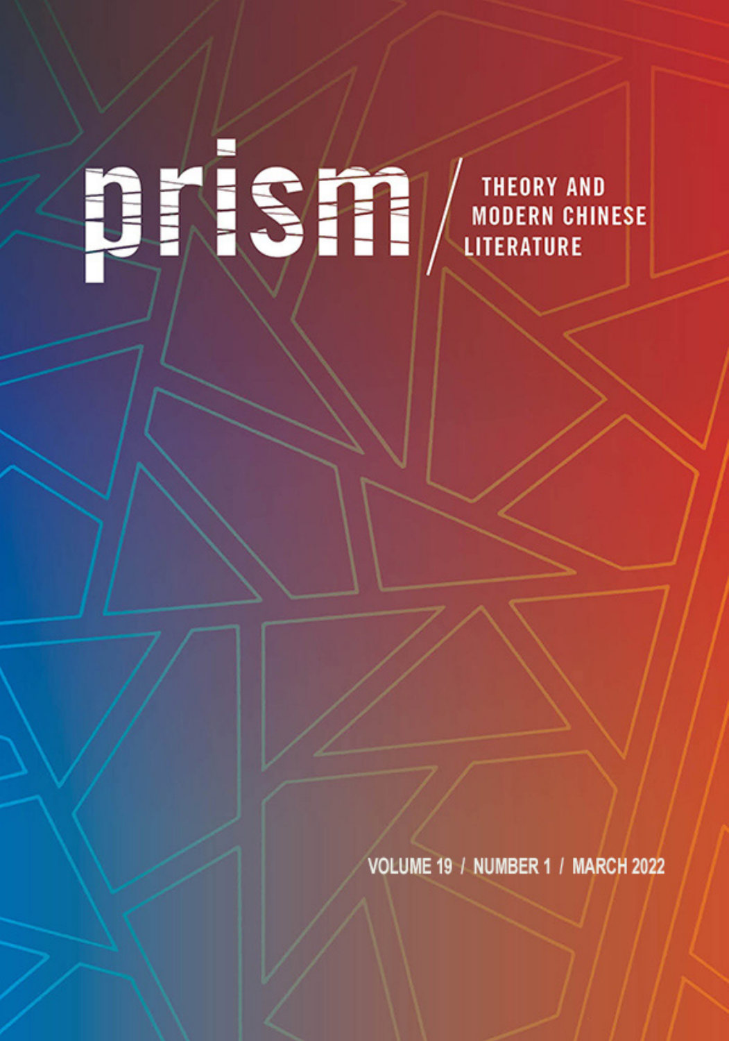# prism

THEORY AND MODERN CHINESE LITERATURE

VOLUME 19 / NUMBER 1 / MARCH 2022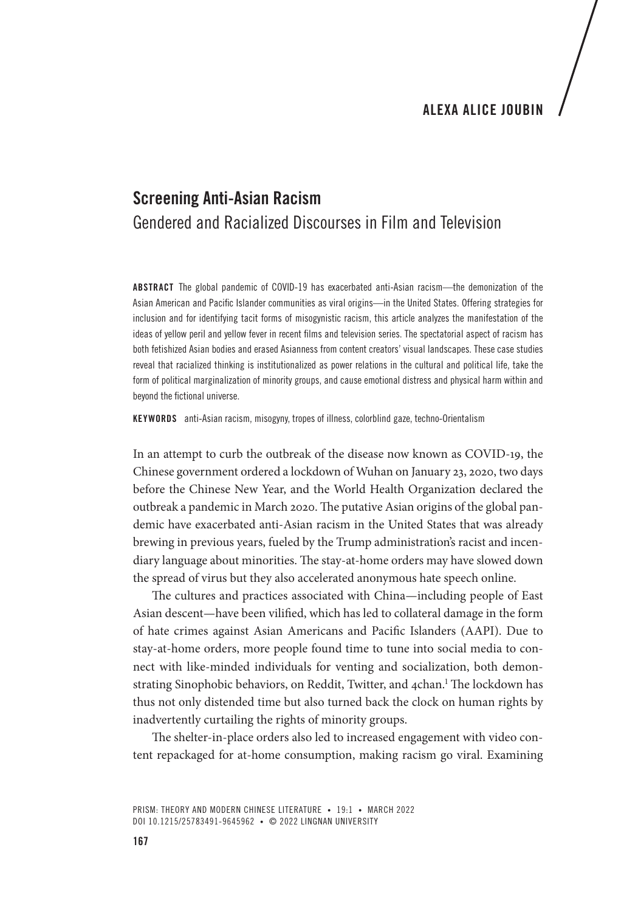**ALEXA ALICE JOUBIN**

# Screening Anti-Asian Racism

## Gendered and Racialized Discourses in Film and Television

**ABSTRACT** The global pandemic of COVID-19 has exacerbated anti-Asian racism—the demonization of the Asian American and Pacific Islander communities as viral origins—in the United States. Offering strategies for inclusion and for identifying tacit forms of misogynistic racism, this article analyzes the manifestation of the ideas of yellow peril and yellow fever in recent films and television series. The spectatorial aspect of racism has both fetishized Asian bodies and erased Asianness from content creators' visual landscapes. These case studies reveal that racialized thinking is institutionalized as power relations in the cultural and political life, take the form of political marginalization of minority groups, and cause emotional distress and physical harm within and beyond the fictional universe.

**KEYWORDS** anti-Asian racism, misogyny, tropes of illness, colorblind gaze, techno-Orientalism

In an attempt to curb the outbreak of the disease now known as COVID-19, the Chinese government ordered a lockdown of Wuhan on January 23, 2020, two days before the Chinese New Year, and the World Health Organization declared the outbreak a pandemic in March 2020. The putative Asian origins of the global pandemic have exacerbated anti-Asian racism in the United States that was already brewing in previous years, fueled by the Trump administration's racist and incendiary language about minorities. The stay-at-home orders may have slowed down the spread of virus but they also accelerated anonymous hate speech online.

The cultures and practices associated with China—including people of East Asian descent—have been vilified, which has led to collateral damage in the form of hate crimes against Asian Americans and Pacific Islanders (AAPI). Due to stay-at-home orders, more people found time to tune into social media to connect with like-minded individuals for venting and socialization, both demonstrating Sinophobic behaviors, on Reddit, Twitter, and 4chan.[1] The lockdown has thus not only distended time but also turned back the clock on human rights by inadvertently curtailing the rights of minority groups.

The shelter-in-place orders also led to increased engagement with video content repackaged for at-home consumption, making racism go viral. Examining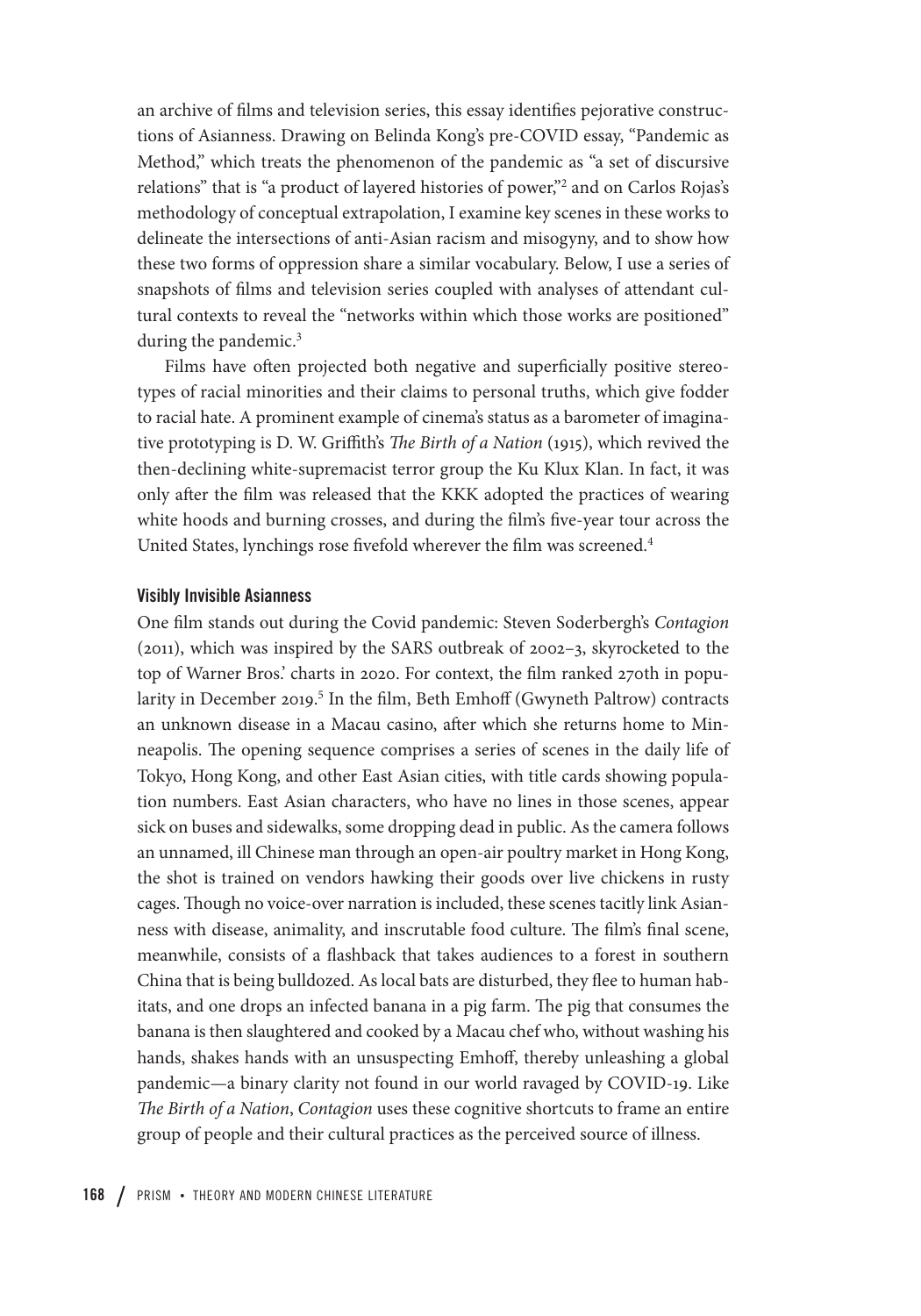an archive of films and television series, this essay identifies pejorative constructions of Asianness. Drawing on Belinda Kong's pre-COVID essay, "Pandemic as Method," which treats the phenomenon of the pandemic as "a set of discursive relations" that is "a product of layered histories of power,"[2] and on Carlos Rojas's methodology of conceptual extrapolation, I examine key scenes in these works to delineate the intersections of anti-Asian racism and misogyny, and to show how these two forms of oppression share a similar vocabulary. Below, I use a series of snapshots of films and television series coupled with analyses of attendant cultural contexts to reveal the "networks within which those works are positioned" during the pandemic.[3]

Films have often projected both negative and superficially positive stereotypes of racial minorities and their claims to personal truths, which give fodder to racial hate. A prominent example of cinema's status as a barometer of imaginative prototyping is D. W. Griffith's *The Birth of a Nation* (1915), which revived the then-declining white-supremacist terror group the Ku Klux Klan. In fact, it was only after the film was released that the KKK adopted the practices of wearing white hoods and burning crosses, and during the film's five-year tour across the United States, lynchings rose fivefold wherever the film was screened.[4]

### Visibly Invisible Asianness

One film stands out during the Covid pandemic: Steven Soderbergh's *Contagion* (2011), which was inspired by the SARS outbreak of 2002–3, skyrocketed to the top of Warner Bros.' charts in 2020. For context, the film ranked 270th in popularity in December 2019.[5] In the film, Beth Emhoff (Gwyneth Paltrow) contracts an unknown disease in a Macau casino, after which she returns home to Minneapolis. The opening sequence comprises a series of scenes in the daily life of Tokyo, Hong Kong, and other East Asian cities, with title cards showing population numbers. East Asian characters, who have no lines in those scenes, appear sick on buses and sidewalks, some dropping dead in public. As the camera follows an unnamed, ill Chinese man through an open-air poultry market in Hong Kong, the shot is trained on vendors hawking their goods over live chickens in rusty cages. Though no voice-over narration is included, these scenes tacitly link Asianness with disease, animality, and inscrutable food culture. The film's final scene, meanwhile, consists of a flashback that takes audiences to a forest in southern China that is being bulldozed. As local bats are disturbed, they flee to human habitats, and one drops an infected banana in a pig farm. The pig that consumes the banana is then slaughtered and cooked by a Macau chef who, without washing his hands, shakes hands with an unsuspecting Emhoff, thereby unleashing a global pandemic—a binary clarity not found in our world ravaged by COVID-19. Like *The Birth of a Nation*, *Contagion* uses these cognitive shortcuts to frame an entire group of people and their cultural practices as the perceived source of illness.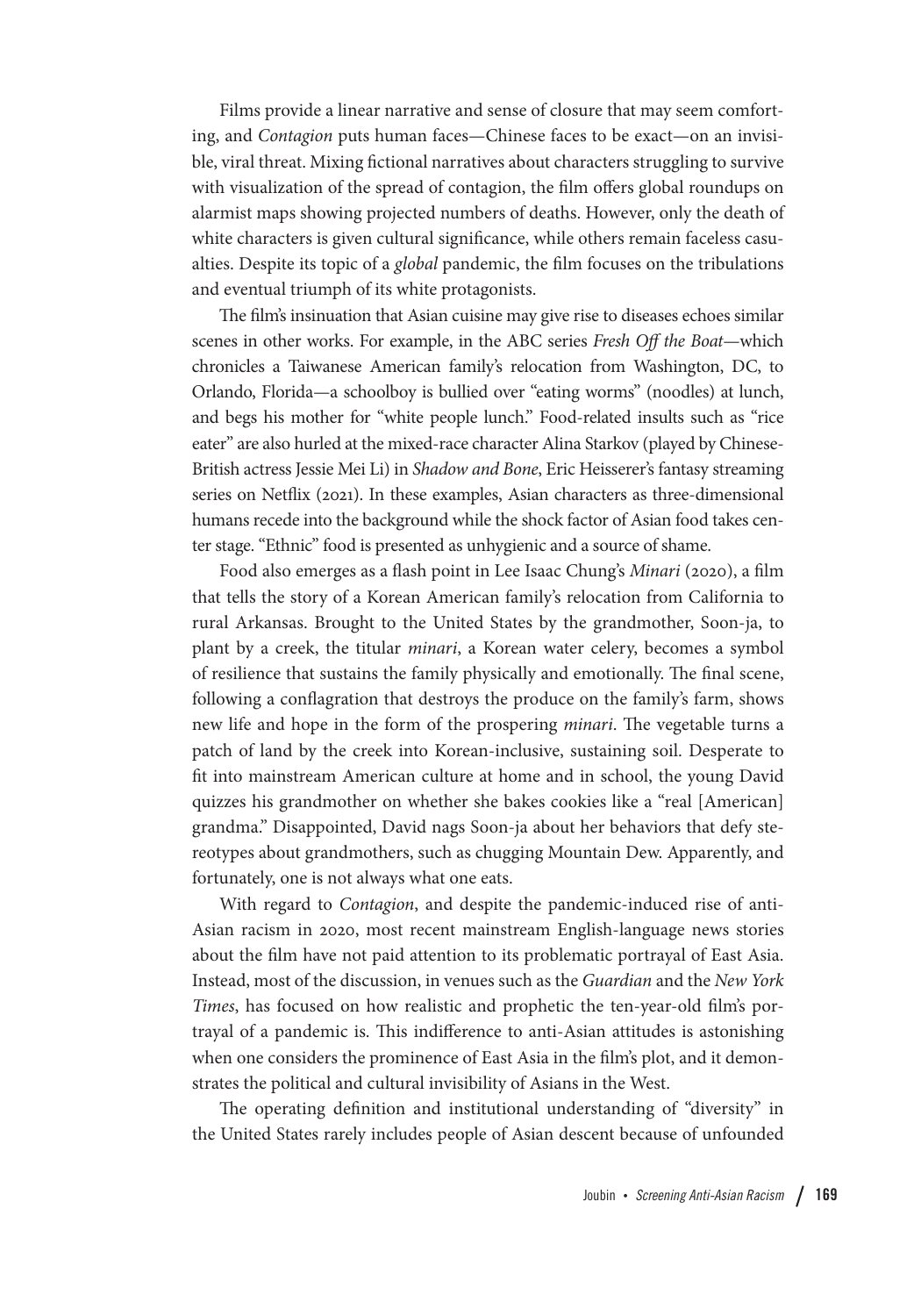Films provide a linear narrative and sense of closure that may seem comforting, and *Contagion* puts human faces—Chinese faces to be exact—on an invisible, viral threat. Mixing fictional narratives about characters struggling to survive with visualization of the spread of contagion, the film offers global roundups on alarmist maps showing projected numbers of deaths. However, only the death of white characters is given cultural significance, while others remain faceless casualties. Despite its topic of a *global* pandemic, the film focuses on the tribulations and eventual triumph of its white protagonists.

The film's insinuation that Asian cuisine may give rise to diseases echoes similar scenes in other works. For example, in the ABC series *Fresh Off the Boat*—which chronicles a Taiwanese American family's relocation from Washington, DC, to Orlando, Florida—a schoolboy is bullied over "eating worms" (noodles) at lunch, and begs his mother for "white people lunch." Food-related insults such as "rice eater" are also hurled at the mixed-race character Alina Starkov (played by Chinese-British actress Jessie Mei Li) in *Shadow and Bone*, Eric Heisserer's fantasy streaming series on Netflix (2021). In these examples, Asian characters as three-dimensional humans recede into the background while the shock factor of Asian food takes center stage. "Ethnic" food is presented as unhygienic and a source of shame.

Food also emerges as a flash point in Lee Isaac Chung's *Minari* (2020), a film that tells the story of a Korean American family's relocation from California to rural Arkansas. Brought to the United States by the grandmother, Soon-ja, to plant by a creek, the titular *minari*, a Korean water celery, becomes a symbol of resilience that sustains the family physically and emotionally. The final scene, following a conflagration that destroys the produce on the family's farm, shows new life and hope in the form of the prospering *minari*. The vegetable turns a patch of land by the creek into Korean-inclusive, sustaining soil. Desperate to fit into mainstream American culture at home and in school, the young David quizzes his grandmother on whether she bakes cookies like a "real [American] grandma." Disappointed, David nags Soon-ja about her behaviors that defy stereotypes about grandmothers, such as chugging Mountain Dew. Apparently, and fortunately, one is not always what one eats.

With regard to *Contagion*, and despite the pandemic-induced rise of anti-Asian racism in 2020, most recent mainstream English-language news stories about the film have not paid attention to its problematic portrayal of East Asia. Instead, most of the discussion, in venues such as the *Guardian* and the *New York Times*, has focused on how realistic and prophetic the ten-year-old film's portrayal of a pandemic is. This indifference to anti-Asian attitudes is astonishing when one considers the prominence of East Asia in the film's plot, and it demonstrates the political and cultural invisibility of Asians in the West.

The operating definition and institutional understanding of "diversity" in the United States rarely includes people of Asian descent because of unfounded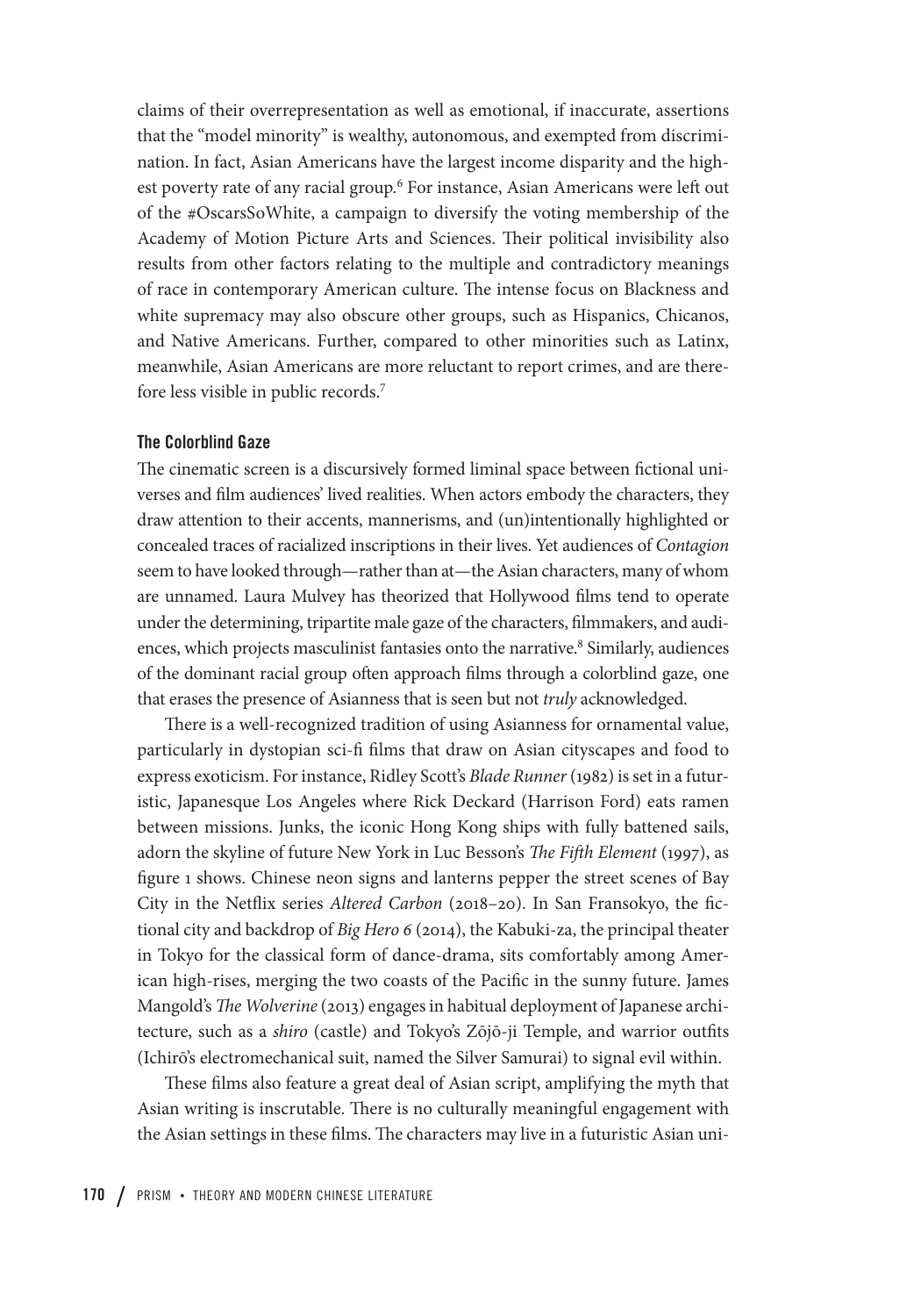claims of their overrepresentation as well as emotional, if inaccurate, assertions that the "model minority" is wealthy, autonomous, and exempted from discrimination. In fact, Asian Americans have the largest income disparity and the highest poverty rate of any racial group.[6] For instance, Asian Americans were left out of the #OscarsSoWhite, a campaign to diversify the voting membership of the Academy of Motion Picture Arts and Sciences. Their political invisibility also results from other factors relating to the multiple and contradictory meanings of race in contemporary American culture. The intense focus on Blackness and white supremacy may also obscure other groups, such as Hispanics, Chicanos, and Native Americans. Further, compared to other minorities such as Latinx, meanwhile, Asian Americans are more reluctant to report crimes, and are therefore less visible in public records.[7]

### The Colorblind Gaze

The cinematic screen is a discursively formed liminal space between fictional universes and film audiences' lived realities. When actors embody the characters, they draw attention to their accents, mannerisms, and (un)intentionally highlighted or concealed traces of racialized inscriptions in their lives. Yet audiences of *Contagion* seem to have looked through—rather than at—the Asian characters, many of whom are unnamed. Laura Mulvey has theorized that Hollywood films tend to operate under the determining, tripartite male gaze of the characters, filmmakers, and audiences, which projects masculinist fantasies onto the narrative.[8] Similarly, audiences of the dominant racial group often approach films through a colorblind gaze, one that erases the presence of Asianness that is seen but not *truly* acknowledged.

There is a well-recognized tradition of using Asianness for ornamental value, particularly in dystopian sci-fi films that draw on Asian cityscapes and food to express exoticism. For instance, Ridley Scott's *Blade Runner* (1982) is set in a futuristic, Japanesque Los Angeles where Rick Deckard (Harrison Ford) eats ramen between missions. Junks, the iconic Hong Kong ships with fully battened sails, adorn the skyline of future New York in Luc Besson's *The Fifth Element* (1997), as figure 1 shows. Chinese neon signs and lanterns pepper the street scenes of Bay City in the Netflix series *Altered Carbon* (2018–20). In San Fransokyo, the fictional city and backdrop of *Big Hero 6* (2014), the Kabuki-za, the principal theater in Tokyo for the classical form of dance-drama, sits comfortably among American high-rises, merging the two coasts of the Pacific in the sunny future. James Mangold's *The Wolverine* (2013) engages in habitual deployment of Japanese architecture, such as a *shiro* (castle) and Tokyo's Zōjō-ji Temple, and warrior outfits (Ichirō's electromechanical suit, named the Silver Samurai) to signal evil within.

These films also feature a great deal of Asian script, amplifying the myth that Asian writing is inscrutable. There is no culturally meaningful engagement with the Asian settings in these films. The characters may live in a futuristic Asian uni-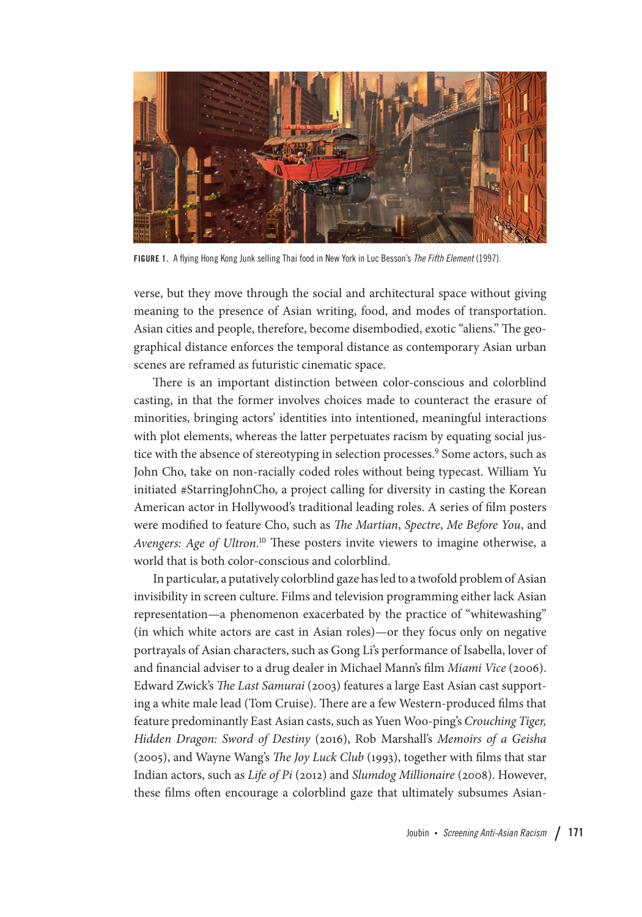FIGURE 1. A flying Hong Kong Junk selling Thai food in New York in Luc Besson's *The Fifth Element* (1997).

verse, but they move through the social and architectural space without giving meaning to the presence of Asian writing, food, and modes of transportation. Asian cities and people, therefore, become disembodied, exotic "aliens." The geographical distance enforces the temporal distance as contemporary Asian urban scenes are reframed as futuristic cinematic space.

There is an important distinction between color-conscious and colorblind casting, in that the former involves choices made to counteract the erasure of minorities, bringing actors' identities into intentioned, meaningful interactions with plot elements, whereas the latter perpetuates racism by equating social justice with the absence of stereotyping in selection processes.[9] Some actors, such as John Cho, take on non-racially coded roles without being typecast. William Yu initiated #StarringJohnCho, a project calling for diversity in casting the Korean American actor in Hollywood's traditional leading roles. A series of film posters were modified to feature Cho, such as *The Martian*, *Spectre*, *Me Before You*, and *Avengers: Age of Ultron*.[10] These posters invite viewers to imagine otherwise, a world that is both color-conscious and colorblind.

In particular, a putatively colorblind gaze has led to a twofold problem of Asian invisibility in screen culture. Films and television programming either lack Asian representation—a phenomenon exacerbated by the practice of "whitewashing" (in which white actors are cast in Asian roles)—or they focus only on negative portrayals of Asian characters, such as Gong Li's performance of Isabella, lover of and financial adviser to a drug dealer in Michael Mann's film *Miami Vice* (2006). Edward Zwick's *The Last Samurai* (2003) features a large East Asian cast supporting a white male lead (Tom Cruise). There are a few Western-produced films that feature predominantly East Asian casts, such as Yuen Woo-ping's *Crouching Tiger, Hidden Dragon: Sword of Destiny* (2016), Rob Marshall's *Memoirs of a Geisha* (2005), and Wayne Wang's *The Joy Luck Club* (1993), together with films that star Indian actors, such as *Life of Pi* (2012) and *Slumdog Millionaire* (2008). However, these films often encourage a colorblind gaze that ultimately subsumes Asian-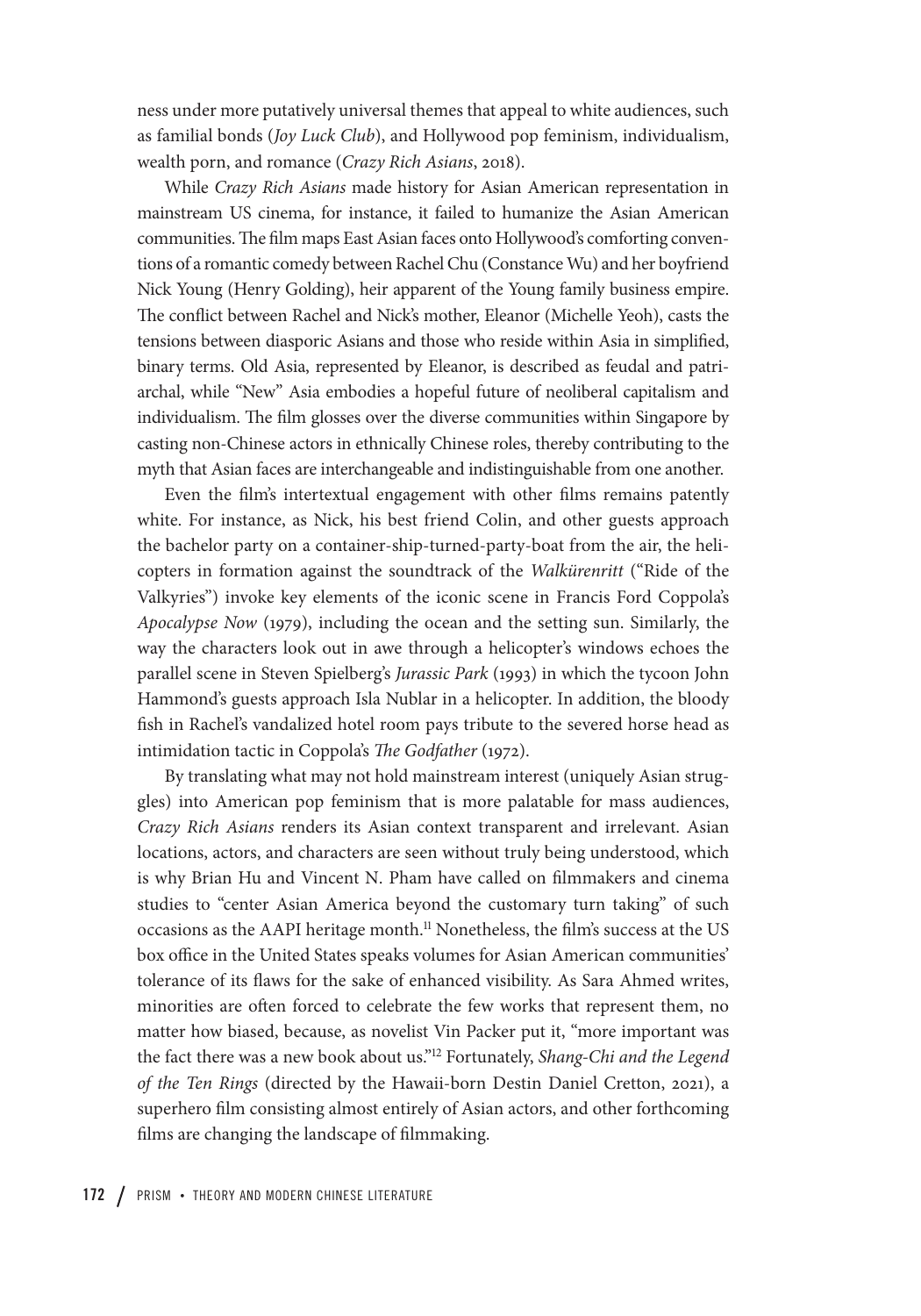ness under more putatively universal themes that appeal to white audiences, such as familial bonds (*Joy Luck Club*), and Hollywood pop feminism, individualism, wealth porn, and romance (*Crazy Rich Asians*, 2018).

While *Crazy Rich Asians* made history for Asian American representation in mainstream US cinema, for instance, it failed to humanize the Asian American communities. The film maps East Asian faces onto Hollywood's comforting conventions of a romantic comedy between Rachel Chu (Constance Wu) and her boyfriend Nick Young (Henry Golding), heir apparent of the Young family business empire. The conflict between Rachel and Nick's mother, Eleanor (Michelle Yeoh), casts the tensions between diasporic Asians and those who reside within Asia in simplified, binary terms. Old Asia, represented by Eleanor, is described as feudal and patriarchal, while "New" Asia embodies a hopeful future of neoliberal capitalism and individualism. The film glosses over the diverse communities within Singapore by casting non-Chinese actors in ethnically Chinese roles, thereby contributing to the myth that Asian faces are interchangeable and indistinguishable from one another.

Even the film's intertextual engagement with other films remains patently white. For instance, as Nick, his best friend Colin, and other guests approach the bachelor party on a container-ship-turned-party-boat from the air, the helicopters in formation against the soundtrack of the *Walkürenritt* ("Ride of the Valkyries") invoke key elements of the iconic scene in Francis Ford Coppola's *Apocalypse Now* (1979), including the ocean and the setting sun. Similarly, the way the characters look out in awe through a helicopter's windows echoes the parallel scene in Steven Spielberg's *Jurassic Park* (1993) in which the tycoon John Hammond's guests approach Isla Nublar in a helicopter. In addition, the bloody fish in Rachel's vandalized hotel room pays tribute to the severed horse head as intimidation tactic in Coppola's *The Godfather* (1972).

By translating what may not hold mainstream interest (uniquely Asian struggles) into American pop feminism that is more palatable for mass audiences, *Crazy Rich Asians* renders its Asian context transparent and irrelevant. Asian locations, actors, and characters are seen without truly being understood, which is why Brian Hu and Vincent N. Pham have called on filmmakers and cinema studies to "center Asian America beyond the customary turn taking" of such occasions as the AAPI heritage month.[11] Nonetheless, the film's success at the US box office in the United States speaks volumes for Asian American communities' tolerance of its flaws for the sake of enhanced visibility. As Sara Ahmed writes, minorities are often forced to celebrate the few works that represent them, no matter how biased, because, as novelist Vin Packer put it, "more important was the fact there was a new book about us."[12] Fortunately, *Shang-Chi and the Legend of the Ten Rings* (directed by the Hawaii-born Destin Daniel Cretton, 2021), a superhero film consisting almost entirely of Asian actors, and other forthcoming films are changing the landscape of filmmaking.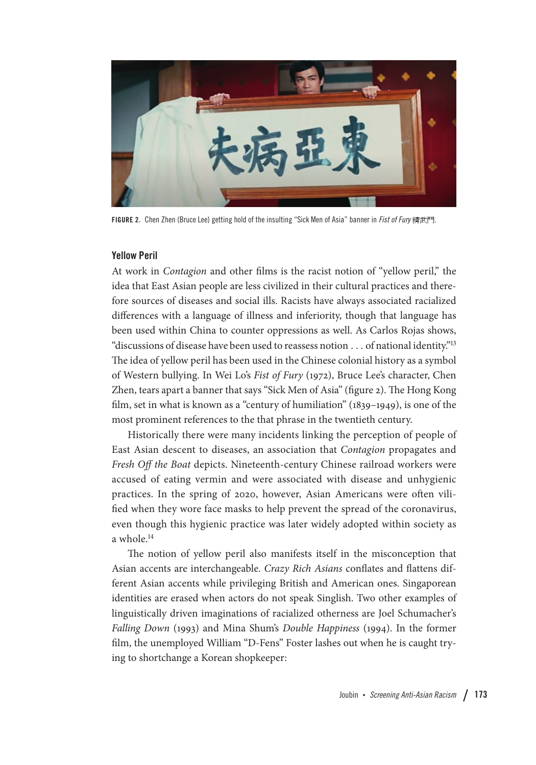FIGURE 2. Chen Zhen (Bruce Lee) getting hold of the insulting "Sick Men of Asia" banner in *Fist of Fury* 精武門.

### Yellow Peril

At work in *Contagion* and other films is the racist notion of "yellow peril," the idea that East Asian people are less civilized in their cultural practices and therefore sources of diseases and social ills. Racists have always associated racialized differences with a language of illness and inferiority, though that language has been used within China to counter oppressions as well. As Carlos Rojas shows, "discussions of disease have been used to reassess notion . . . of national identity."[13] The idea of yellow peril has been used in the Chinese colonial history as a symbol of Western bullying. In Wei Lo's *Fist of Fury* (1972), Bruce Lee's character, Chen Zhen, tears apart a banner that says "Sick Men of Asia" (figure 2). The Hong Kong film, set in what is known as a "century of humiliation" (1839–1949), is one of the most prominent references to the that phrase in the twentieth century.

Historically there were many incidents linking the perception of people of East Asian descent to diseases, an association that *Contagion* propagates and *Fresh Off the Boat* depicts. Nineteenth-century Chinese railroad workers were accused of eating vermin and were associated with disease and unhygienic practices. In the spring of 2020, however, Asian Americans were often vilified when they wore face masks to help prevent the spread of the coronavirus, even though this hygienic practice was later widely adopted within society as a whole.[14]

The notion of yellow peril also manifests itself in the misconception that Asian accents are interchangeable. *Crazy Rich Asians* conflates and flattens different Asian accents while privileging British and American ones. Singaporean identities are erased when actors do not speak Singlish. Two other examples of linguistically driven imaginations of racialized otherness are Joel Schumacher's *Falling Down* (1993) and Mina Shum's *Double Happiness* (1994). In the former film, the unemployed William "D-Fens" Foster lashes out when he is caught trying to shortchange a Korean shopkeeper: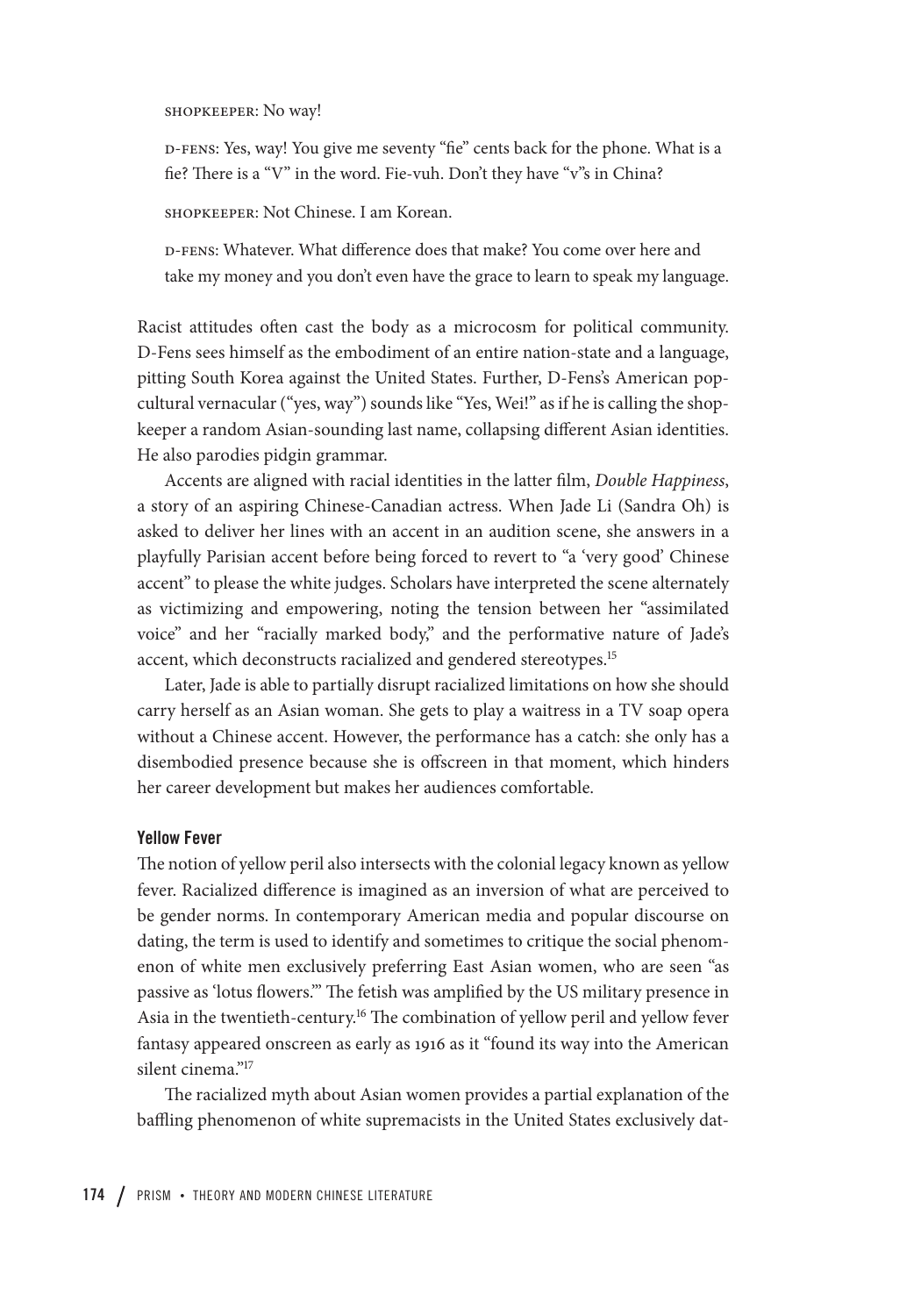SHOPKEEPER: No way!

D-FENS: Yes, way! You give me seventy "fie" cents back for the phone. What is a fie? There is a "V" in the word. Fie-vuh. Don't they have "v"s in China?

SHOPKEEPER: Not Chinese. I am Korean.

D-FENS: Whatever. What difference does that make? You come over here and take my money and you don't even have the grace to learn to speak my language.

Racist attitudes often cast the body as a microcosm for political community. D-Fens sees himself as the embodiment of an entire nation-state and a language, pitting South Korea against the United States. Further, D-Fens's American pop-cultural vernacular ("yes, way") sounds like "Yes, Wei!" as if he is calling the shopkeeper a random Asian-sounding last name, collapsing different Asian identities. He also parodies pidgin grammar.

Accents are aligned with racial identities in the latter film, *Double Happiness*, a story of an aspiring Chinese-Canadian actress. When Jade Li (Sandra Oh) is asked to deliver her lines with an accent in an audition scene, she answers in a playfully Parisian accent before being forced to revert to "a 'very good' Chinese accent" to please the white judges. Scholars have interpreted the scene alternately as victimizing and empowering, noting the tension between her "assimilated voice" and her "racially marked body," and the performative nature of Jade's accent, which deconstructs racialized and gendered stereotypes.[15]

Later, Jade is able to partially disrupt racialized limitations on how she should carry herself as an Asian woman. She gets to play a waitress in a TV soap opera without a Chinese accent. However, the performance has a catch: she only has a disembodied presence because she is offscreen in that moment, which hinders her career development but makes her audiences comfortable.

### Yellow Fever

The notion of yellow peril also intersects with the colonial legacy known as yellow fever. Racialized difference is imagined as an inversion of what are perceived to be gender norms. In contemporary American media and popular discourse on dating, the term is used to identify and sometimes to critique the social phenomenon of white men exclusively preferring East Asian women, who are seen "as passive as 'lotus flowers.'" The fetish was amplified by the US military presence in Asia in the twentieth-century.[16] The combination of yellow peril and yellow fever fantasy appeared onscreen as early as 1916 as it "found its way into the American silent cinema."[17]

The racialized myth about Asian women provides a partial explanation of the baffling phenomenon of white supremacists in the United States exclusively dat-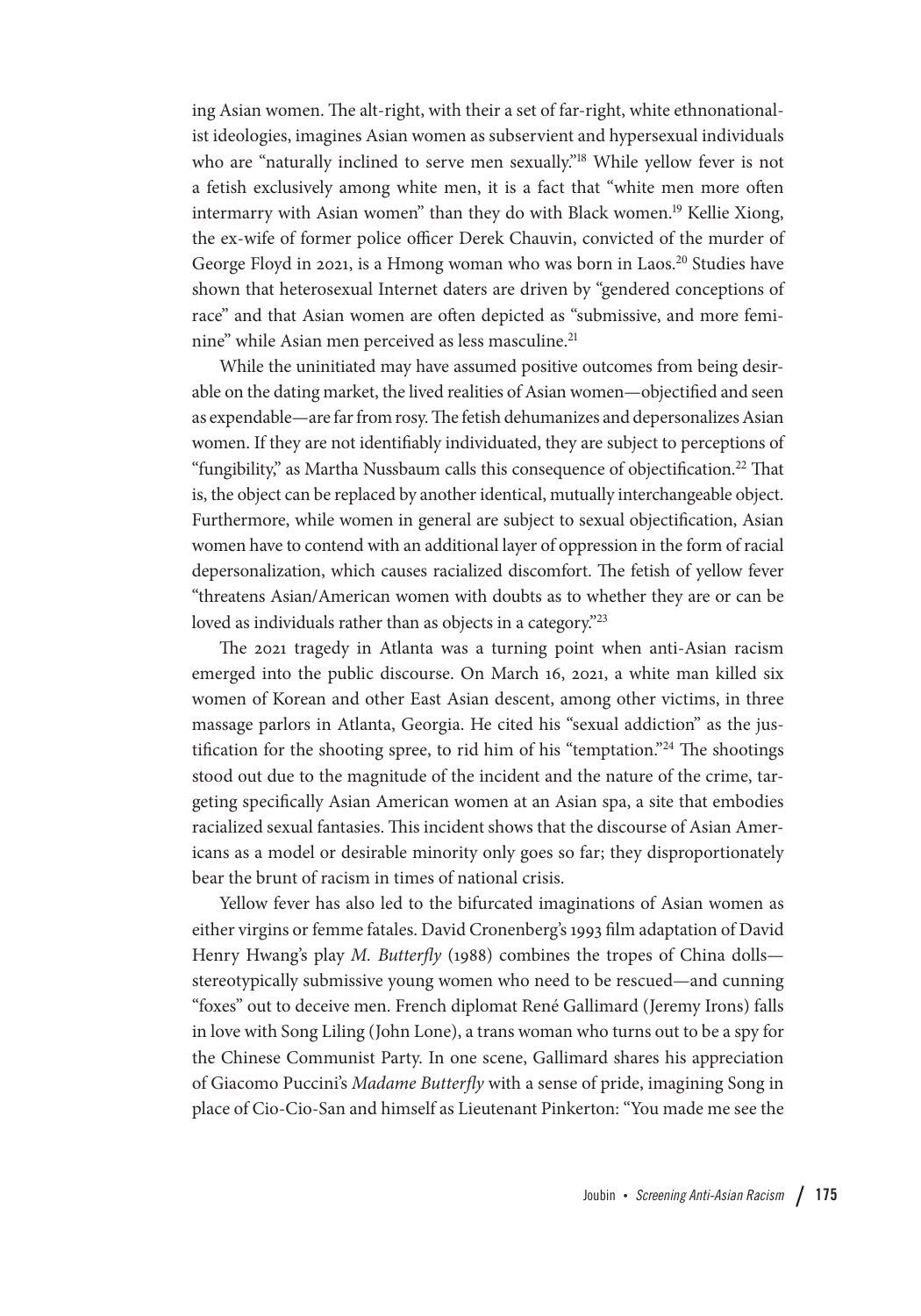ing Asian women. The alt-right, with their a set of far-right, white ethnonationalist ideologies, imagines Asian women as subservient and hypersexual individuals who are "naturally inclined to serve men sexually."[18] While yellow fever is not a fetish exclusively among white men, it is a fact that "white men more often intermarry with Asian women" than they do with Black women.[19] Kellie Xiong, the ex-wife of former police officer Derek Chauvin, convicted of the murder of George Floyd in 2021, is a Hmong woman who was born in Laos.[20] Studies have shown that heterosexual Internet daters are driven by "gendered conceptions of race" and that Asian women are often depicted as "submissive, and more feminine" while Asian men perceived as less masculine.[21]

While the uninitiated may have assumed positive outcomes from being desirable on the dating market, the lived realities of Asian women—objectified and seen as expendable—are far from rosy. The fetish dehumanizes and depersonalizes Asian women. If they are not identifiably individuated, they are subject to perceptions of "fungibility," as Martha Nussbaum calls this consequence of objectification.[22] That is, the object can be replaced by another identical, mutually interchangeable object. Furthermore, while women in general are subject to sexual objectification, Asian women have to contend with an additional layer of oppression in the form of racial depersonalization, which causes racialized discomfort. The fetish of yellow fever "threatens Asian/American women with doubts as to whether they are or can be loved as individuals rather than as objects in a category."[23]

The 2021 tragedy in Atlanta was a turning point when anti-Asian racism emerged into the public discourse. On March 16, 2021, a white man killed six women of Korean and other East Asian descent, among other victims, in three massage parlors in Atlanta, Georgia. He cited his "sexual addiction" as the justification for the shooting spree, to rid him of his "temptation."[24] The shootings stood out due to the magnitude of the incident and the nature of the crime, targeting specifically Asian American women at an Asian spa, a site that embodies racialized sexual fantasies. This incident shows that the discourse of Asian Americans as a model or desirable minority only goes so far; they disproportionately bear the brunt of racism in times of national crisis.

Yellow fever has also led to the bifurcated imaginations of Asian women as either virgins or femme fatales. David Cronenberg's 1993 film adaptation of David Henry Hwang's play *M. Butterfly* (1988) combines the tropes of China dolls—stereotypically submissive young women who need to be rescued—and cunning "foxes" out to deceive men. French diplomat René Gallimard (Jeremy Irons) falls in love with Song Liling (John Lone), a trans woman who turns out to be a spy for the Chinese Communist Party. In one scene, Gallimard shares his appreciation of Giacomo Puccini's *Madame Butterfly* with a sense of pride, imagining Song in place of Cio-Cio-San and himself as Lieutenant Pinkerton: "You made me see the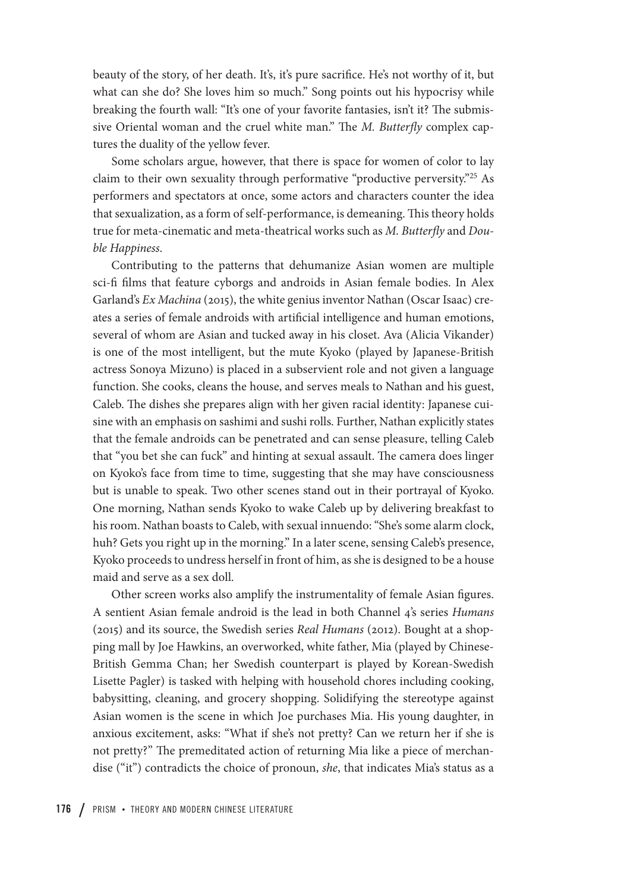beauty of the story, of her death. It's, it's pure sacrifice. He's not worthy of it, but what can she do? She loves him so much." Song points out his hypocrisy while breaking the fourth wall: "It's one of your favorite fantasies, isn't it? The submissive Oriental woman and the cruel white man." The *M. Butterfly* complex captures the duality of the yellow fever.

Some scholars argue, however, that there is space for women of color to lay claim to their own sexuality through performative "productive perversity."[25] As performers and spectators at once, some actors and characters counter the idea that sexualization, as a form of self-performance, is demeaning. This theory holds true for meta-cinematic and meta-theatrical works such as *M. Butterfly* and *Double Happiness*.

Contributing to the patterns that dehumanize Asian women are multiple sci-fi films that feature cyborgs and androids in Asian female bodies. In Alex Garland's *Ex Machina* (2015), the white genius inventor Nathan (Oscar Isaac) creates a series of female androids with artificial intelligence and human emotions, several of whom are Asian and tucked away in his closet. Ava (Alicia Vikander) is one of the most intelligent, but the mute Kyoko (played by Japanese-British actress Sonoya Mizuno) is placed in a subservient role and not given a language function. She cooks, cleans the house, and serves meals to Nathan and his guest, Caleb. The dishes she prepares align with her given racial identity: Japanese cuisine with an emphasis on sashimi and sushi rolls. Further, Nathan explicitly states that the female androids can be penetrated and can sense pleasure, telling Caleb that "you bet she can fuck" and hinting at sexual assault. The camera does linger on Kyoko's face from time to time, suggesting that she may have consciousness but is unable to speak. Two other scenes stand out in their portrayal of Kyoko. One morning, Nathan sends Kyoko to wake Caleb up by delivering breakfast to his room. Nathan boasts to Caleb, with sexual innuendo: "She's some alarm clock, huh? Gets you right up in the morning." In a later scene, sensing Caleb's presence, Kyoko proceeds to undress herself in front of him, as she is designed to be a house maid and serve as a sex doll.

Other screen works also amplify the instrumentality of female Asian figures. A sentient Asian female android is the lead in both Channel 4's series *Humans* (2015) and its source, the Swedish series *Real Humans* (2012). Bought at a shopping mall by Joe Hawkins, an overworked, white father, Mia (played by Chinese-British Gemma Chan; her Swedish counterpart is played by Korean-Swedish Lisette Pagler) is tasked with helping with household chores including cooking, babysitting, cleaning, and grocery shopping. Solidifying the stereotype against Asian women is the scene in which Joe purchases Mia. His young daughter, in anxious excitement, asks: "What if she's not pretty? Can we return her if she is not pretty?" The premeditated action of returning Mia like a piece of merchandise ("it") contradicts the choice of pronoun, *she*, that indicates Mia's status as a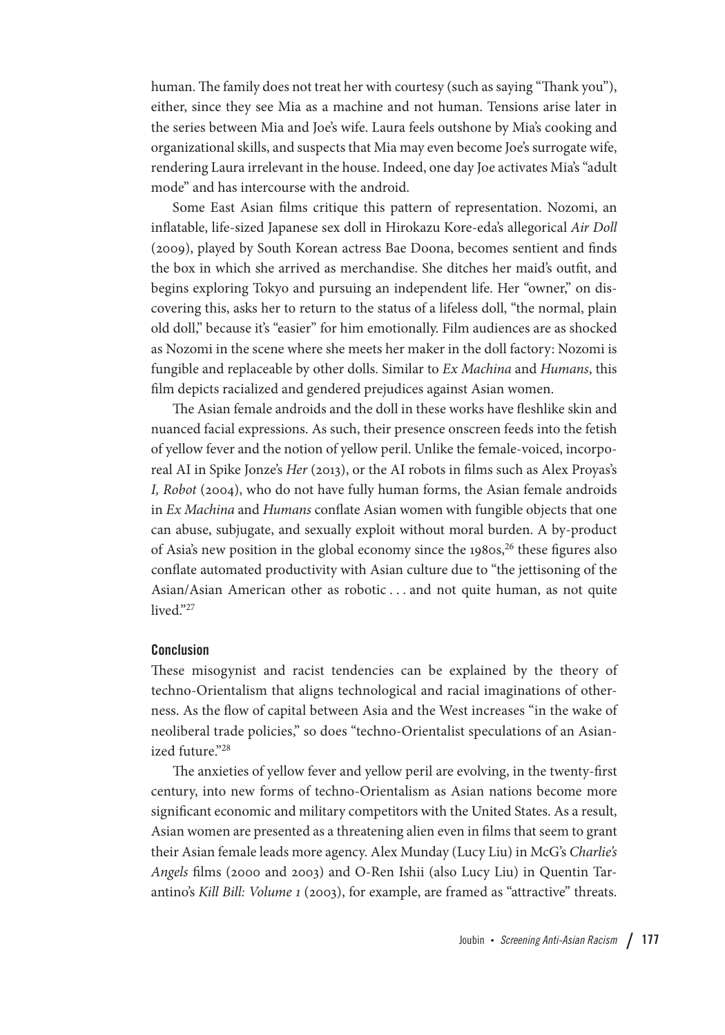human. The family does not treat her with courtesy (such as saying "Thank you"), either, since they see Mia as a machine and not human. Tensions arise later in the series between Mia and Joe's wife. Laura feels outshone by Mia's cooking and organizational skills, and suspects that Mia may even become Joe's surrogate wife, rendering Laura irrelevant in the house. Indeed, one day Joe activates Mia's "adult mode" and has intercourse with the android.

Some East Asian films critique this pattern of representation. Nozomi, an inflatable, life-sized Japanese sex doll in Hirokazu Kore-eda's allegorical *Air Doll* (2009), played by South Korean actress Bae Doona, becomes sentient and finds the box in which she arrived as merchandise. She ditches her maid's outfit, and begins exploring Tokyo and pursuing an independent life. Her "owner," on discovering this, asks her to return to the status of a lifeless doll, "the normal, plain old doll," because it's "easier" for him emotionally. Film audiences are as shocked as Nozomi in the scene where she meets her maker in the doll factory: Nozomi is fungible and replaceable by other dolls. Similar to *Ex Machina* and *Humans*, this film depicts racialized and gendered prejudices against Asian women.

The Asian female androids and the doll in these works have fleshlike skin and nuanced facial expressions. As such, their presence onscreen feeds into the fetish of yellow fever and the notion of yellow peril. Unlike the female-voiced, incorporeal AI in Spike Jonze's *Her* (2013), or the AI robots in films such as Alex Proyas's *I, Robot* (2004), who do not have fully human forms, the Asian female androids in *Ex Machina* and *Humans* conflate Asian women with fungible objects that one can abuse, subjugate, and sexually exploit without moral burden. A by-product of Asia's new position in the global economy since the 1980s,[26] these figures also conflate automated productivity with Asian culture due to "the jettisoning of the Asian/Asian American other as robotic . . . and not quite human, as not quite lived."[27]

## Conclusion

These misogynist and racist tendencies can be explained by the theory of techno-Orientalism that aligns technological and racial imaginations of otherness. As the flow of capital between Asia and the West increases "in the wake of neoliberal trade policies," so does "techno-Orientalist speculations of an Asianized future."[28]

The anxieties of yellow fever and yellow peril are evolving, in the twenty-first century, into new forms of techno-Orientalism as Asian nations become more significant economic and military competitors with the United States. As a result, Asian women are presented as a threatening alien even in films that seem to grant their Asian female leads more agency. Alex Munday (Lucy Liu) in McG's *Charlie's Angels* films (2000 and 2003) and O-Ren Ishii (also Lucy Liu) in Quentin Tarantino's *Kill Bill: Volume 1* (2003), for example, are framed as "attractive" threats.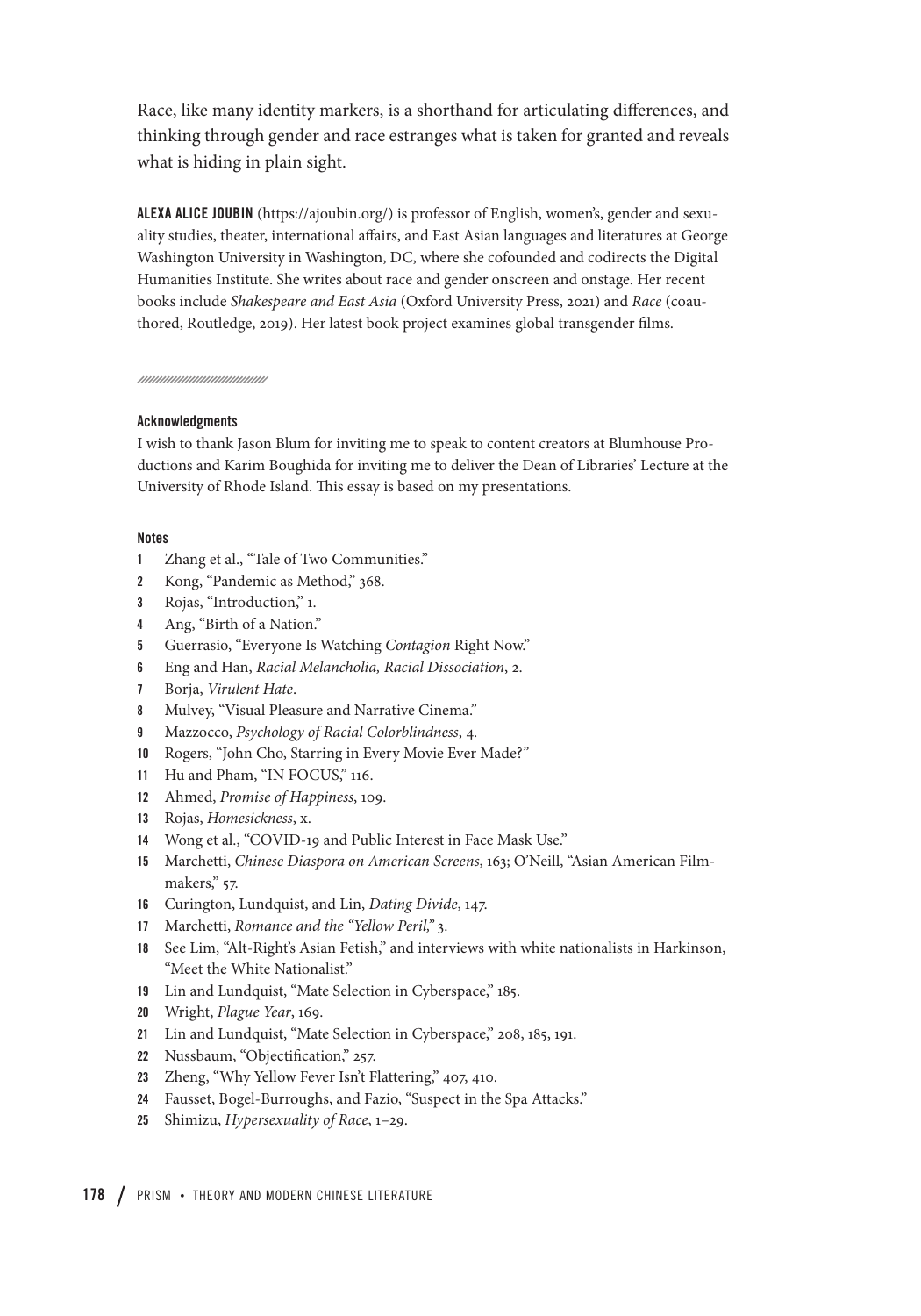Race, like many identity markers, is a shorthand for articulating differences, and thinking through gender and race estranges what is taken for granted and reveals what is hiding in plain sight.

**ALEXA ALICE JOUBIN** (https://ajoubin.org/) is professor of English, women's, gender and sexuality studies, theater, international affairs, and East Asian languages and literatures at George Washington University in Washington, DC, where she cofounded and codirects the Digital Humanities Institute. She writes about race and gender onscreen and onstage. Her recent books include *Shakespeare and East Asia* (Oxford University Press, 2021) and *Race* (coauthored, Routledge, 2019). Her latest book project examines global transgender films.

### Acknowledgments

I wish to thank Jason Blum for inviting me to speak to content creators at Blumhouse Productions and Karim Boughida for inviting me to deliver the Dean of Libraries' Lecture at the University of Rhode Island. This essay is based on my presentations.

### Notes

1. Zhang et al., "Tale of Two Communities."
2. Kong, "Pandemic as Method," 368.
3. Rojas, "Introduction," 1.
4. Ang, "Birth of a Nation."
5. Guerrasio, "Everyone Is Watching *Contagion* Right Now."
6. Eng and Han, *Racial Melancholia, Racial Dissociation*, 2.
7. Borja, *Virulent Hate*.
8. Mulvey, "Visual Pleasure and Narrative Cinema."
9. Mazzocco, *Psychology of Racial Colorblindness*, 4.
10. Rogers, "John Cho, Starring in Every Movie Ever Made?"
11. Hu and Pham, "IN FOCUS," 116.
12. Ahmed, *Promise of Happiness*, 109.
13. Rojas, *Homesickness*, x.
14. Wong et al., "COVID-19 and Public Interest in Face Mask Use."
15. Marchetti, *Chinese Diaspora on American Screens*, 163; O'Neill, "Asian American Filmmakers," 57.
16. Curington, Lundquist, and Lin, *Dating Divide*, 147.
17. Marchetti, *Romance and the "Yellow Peril,"* 3.
18. See Lim, "Alt-Right's Asian Fetish," and interviews with white nationalists in Harkinson, "Meet the White Nationalist."
19. Lin and Lundquist, "Mate Selection in Cyberspace," 185.
20. Wright, *Plague Year*, 169.
21. Lin and Lundquist, "Mate Selection in Cyberspace," 208, 185, 191.
22. Nussbaum, "Objectification," 257.
23. Zheng, "Why Yellow Fever Isn't Flattering," 407, 410.
24. Fausset, Bogel-Burroughs, and Fazio, "Suspect in the Spa Attacks."
25. Shimizu, *Hypersexuality of Race*, 1–29.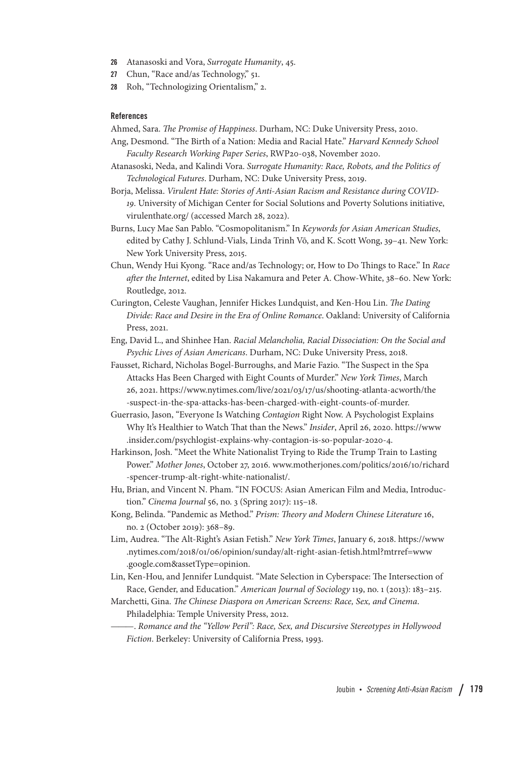26 Atanasoski and Vora, *Surrogate Humanity*, 45.

27 Chun, "Race and/as Technology," 51.

28 Roh, "Technologizing Orientalism," 2.

### References

Ahmed, Sara. *The Promise of Happiness*. Durham, NC: Duke University Press, 2010.

Ang, Desmond. "The Birth of a Nation: Media and Racial Hate." *Harvard Kennedy School Faculty Research Working Paper Series*, RWP20-038, November 2020.

Atanasoski, Neda, and Kalindi Vora. *Surrogate Humanity: Race, Robots, and the Politics of Technological Futures*. Durham, NC: Duke University Press, 2019.

Borja, Melissa. *Virulent Hate: Stories of Anti-Asian Racism and Resistance during COVID-19*. University of Michigan Center for Social Solutions and Poverty Solutions initiative, virulenthate.org/ (accessed March 28, 2022).

Burns, Lucy Mae San Pablo. "Cosmopolitanism." In *Keywords for Asian American Studies*, edited by Cathy J. Schlund-Vials, Linda Trinh Võ, and K. Scott Wong, 39–41. New York: New York University Press, 2015.

Chun, Wendy Hui Kyong. "Race and/as Technology; or, How to Do Things to Race." In *Race after the Internet*, edited by Lisa Nakamura and Peter A. Chow-White, 38–60. New York: Routledge, 2012.

Curington, Celeste Vaughan, Jennifer Hickes Lundquist, and Ken-Hou Lin. *The Dating Divide: Race and Desire in the Era of Online Romance*. Oakland: University of California Press, 2021.

Eng, David L., and Shinhee Han. *Racial Melancholia, Racial Dissociation: On the Social and Psychic Lives of Asian Americans*. Durham, NC: Duke University Press, 2018.

Fausset, Richard, Nicholas Bogel-Burroughs, and Marie Fazio. "The Suspect in the Spa Attacks Has Been Charged with Eight Counts of Murder." *New York Times*, March 26, 2021. https://www.nytimes.com/live/2021/03/17/us/shooting-atlanta-acworth/the-suspect-in-the-spa-attacks-has-been-charged-with-eight-counts-of-murder.

Guerrasio, Jason, "Everyone Is Watching *Contagion* Right Now. A Psychologist Explains Why It's Healthier to Watch That than the News." *Insider*, April 26, 2020. https://www.insider.com/psychlogist-explains-why-contagion-is-so-popular-2020-4.

Harkinson, Josh. "Meet the White Nationalist Trying to Ride the Trump Train to Lasting Power." *Mother Jones*, October 27, 2016. www.motherjones.com/politics/2016/10/richard-spencer-trump-alt-right-white-nationalist/.

Hu, Brian, and Vincent N. Pham. "IN FOCUS: Asian American Film and Media, Introduction." *Cinema Journal* 56, no. 3 (Spring 2017): 115–18.

Kong, Belinda. "Pandemic as Method." *Prism: Theory and Modern Chinese Literature* 16, no. 2 (October 2019): 368–89.

Lim, Audrea. "The Alt-Right's Asian Fetish." *New York Times*, January 6, 2018. https://www.nytimes.com/2018/01/06/opinion/sunday/alt-right-asian-fetish.html?mtrref=www.google.com&assetType=opinion.

Lin, Ken-Hou, and Jennifer Lundquist. "Mate Selection in Cyberspace: The Intersection of Race, Gender, and Education." *American Journal of Sociology* 119, no. 1 (2013): 183–215.

Marchetti, Gina. *The Chinese Diaspora on American Screens: Race, Sex, and Cinema*. Philadelphia: Temple University Press, 2012.

———. *Romance and the "Yellow Peril": Race, Sex, and Discursive Stereotypes in Hollywood Fiction*. Berkeley: University of California Press, 1993.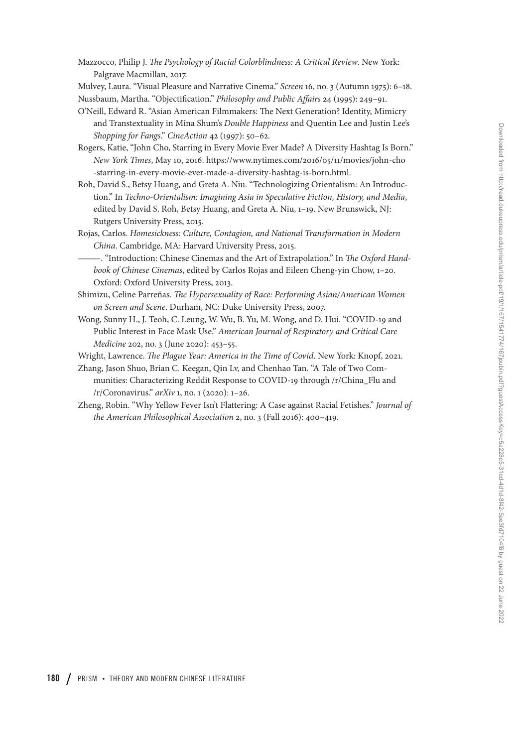Mazzocco, Philip J. *The Psychology of Racial Colorblindness: A Critical Review*. New York: Palgrave Macmillan, 2017.

Mulvey, Laura. "Visual Pleasure and Narrative Cinema." *Screen* 16, no. 3 (Autumn 1975): 6–18.

Nussbaum, Martha. "Objectification." *Philosophy and Public Affairs* 24 (1995): 249–91.

O'Neill, Edward R. "Asian American Filmmakers: The Next Generation? Identity, Mimicry and Transtextuality in Mina Shum's *Double Happiness* and Quentin Lee and Justin Lee's *Shopping for Fangs*." *CineAction* 42 (1997): 50–62.

Rogers, Katie, "John Cho, Starring in Every Movie Ever Made? A Diversity Hashtag Is Born." *New York Times*, May 10, 2016. https://www.nytimes.com/2016/05/11/movies/john-cho-starring-in-every-movie-ever-made-a-diversity-hashtag-is-born.html.

Roh, David S., Betsy Huang, and Greta A. Niu. "Technologizing Orientalism: An Introduction." In *Techno-Orientalism: Imagining Asia in Speculative Fiction, History, and Media*, edited by David S. Roh, Betsy Huang, and Greta A. Niu, 1–19. New Brunswick, NJ: Rutgers University Press, 2015.

Rojas, Carlos. *Homesickness: Culture, Contagion, and National Transformation in Modern China*. Cambridge, MA: Harvard University Press, 2015.

———. "Introduction: Chinese Cinemas and the Art of Extrapolation." In *The Oxford Handbook of Chinese Cinemas*, edited by Carlos Rojas and Eileen Cheng-yin Chow, 1–20. Oxford: Oxford University Press, 2013.

Shimizu, Celine Parreñas. *The Hypersexuality of Race: Performing Asian/American Women on Screen and Scene*. Durham, NC: Duke University Press, 2007.

Wong, Sunny H., J. Teoh, C. Leung, W. Wu, B. Yu, M. Wong, and D. Hui. "COVID-19 and Public Interest in Face Mask Use." *American Journal of Respiratory and Critical Care Medicine* 202, no. 3 (June 2020): 453–55.

Wright, Lawrence. *The Plague Year: America in the Time of Covid*. New York: Knopf, 2021.

Zhang, Jason Shuo, Brian C. Keegan, Qin Lv, and Chenhao Tan. "A Tale of Two Communities: Characterizing Reddit Response to COVID-19 through /r/China_Flu and /r/Coronavirus." *arXiv* 1, no. 1 (2020): 1–26.

Zheng, Robin. "Why Yellow Fever Isn't Flattering: A Case against Racial Fetishes." *Journal of the American Philosophical Association* 2, no. 3 (Fall 2016): 400–419.